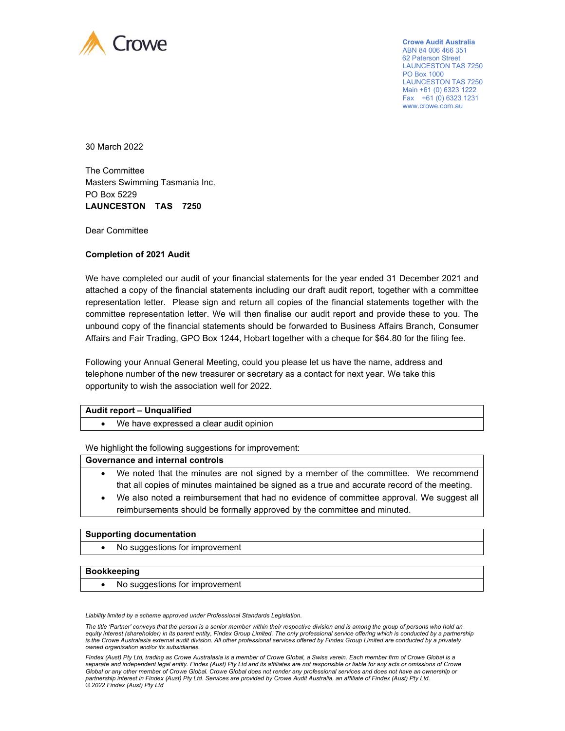Crowe

**Crowe Audit Australia**
ABN 84 006 466 351
62 Paterson Street
LAUNCESTON TAS 7250
PO Box 1000
LAUNCESTON TAS 7250
Main +61 (0) 6323 1222
Fax +61 (0) 6323 1231
www.crowe.com.au

30 March 2022

The Committee
Masters Swimming Tasmania Inc.
PO Box 5229
**LAUNCESTON TAS 7250**

Dear Committee

**Completion of 2021 Audit**

We have completed our audit of your financial statements for the year ended 31 December 2021 and attached a copy of the financial statements including our draft audit report, together with a committee representation letter. Please sign and return all copies of the financial statements together with the committee representation letter. We will then finalise our audit report and provide these to you. The unbound copy of the financial statements should be forwarded to Business Affairs Branch, Consumer Affairs and Fair Trading, GPO Box 1244, Hobart together with a cheque for $64.80 for the filing fee.

Following your Annual General Meeting, could you please let us have the name, address and telephone number of the new treasurer or secretary as a contact for next year. We take this opportunity to wish the association well for 2022.

| **Audit report – Unqualified** |
| --- |
| • We have expressed a clear audit opinion |

We highlight the following suggestions for improvement:

| **Governance and internal controls** |
| --- |
| • We noted that the minutes are not signed by a member of the committee. We recommend that all copies of minutes maintained be signed as a true and accurate record of the meeting. |
| • We also noted a reimbursement that had no evidence of committee approval. We suggest all reimbursements should be formally approved by the committee and minuted. |

| **Supporting documentation** |
| --- |
| • No suggestions for improvement |

| **Bookkeeping** |
| --- |
| • No suggestions for improvement |

*Liability limited by a scheme approved under Professional Standards Legislation.*

*The title 'Partner' conveys that the person is a senior member within their respective division and is among the group of persons who hold an equity interest (shareholder) in its parent entity, Findex Group Limited. The only professional service offering which is conducted by a partnership is the Crowe Australasia external audit division. All other professional services offered by Findex Group Limited are conducted by a privately owned organisation and/or its subsidiaries.*

*Findex (Aust) Pty Ltd, trading as Crowe Australasia is a member of Crowe Global, a Swiss verein. Each member firm of Crowe Global is a separate and independent legal entity. Findex (Aust) Pty Ltd and its affiliates are not responsible or liable for any acts or omissions of Crowe Global or any other member of Crowe Global. Crowe Global does not render any professional services and does not have an ownership or partnership interest in Findex (Aust) Pty Ltd. Services are provided by Crowe Audit Australia, an affiliate of Findex (Aust) Pty Ltd.*
*© 2022 Findex (Aust) Pty Ltd*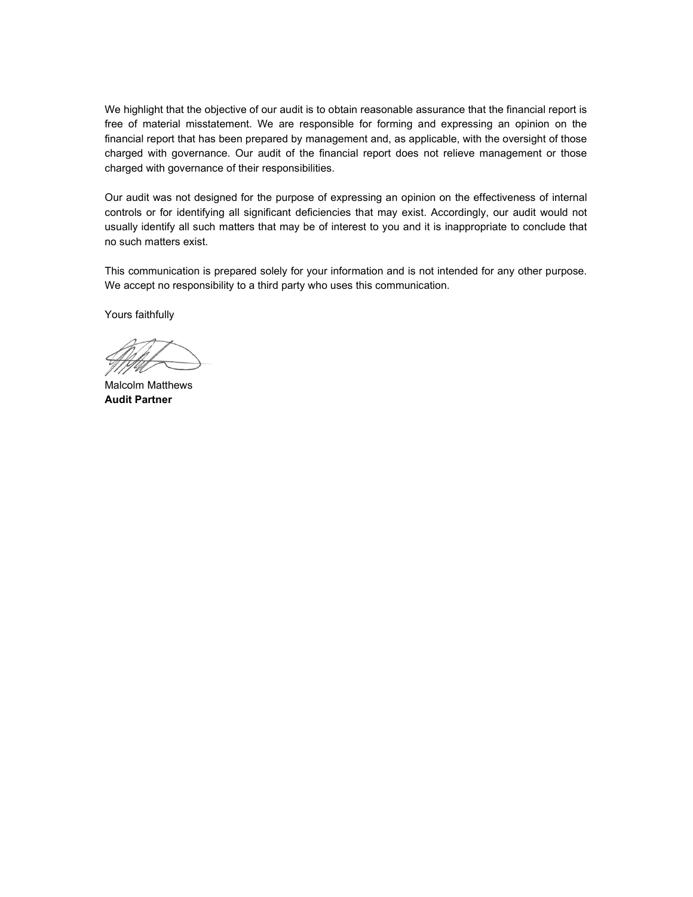We highlight that the objective of our audit is to obtain reasonable assurance that the financial report is free of material misstatement. We are responsible for forming and expressing an opinion on the financial report that has been prepared by management and, as applicable, with the oversight of those charged with governance. Our audit of the financial report does not relieve management or those charged with governance of their responsibilities.

Our audit was not designed for the purpose of expressing an opinion on the effectiveness of internal controls or for identifying all significant deficiencies that may exist. Accordingly, our audit would not usually identify all such matters that may be of interest to you and it is inappropriate to conclude that no such matters exist.

This communication is prepared solely for your information and is not intended for any other purpose. We accept no responsibility to a third party who uses this communication.

Yours faithfully

Malcolm Matthews
**Audit Partner**